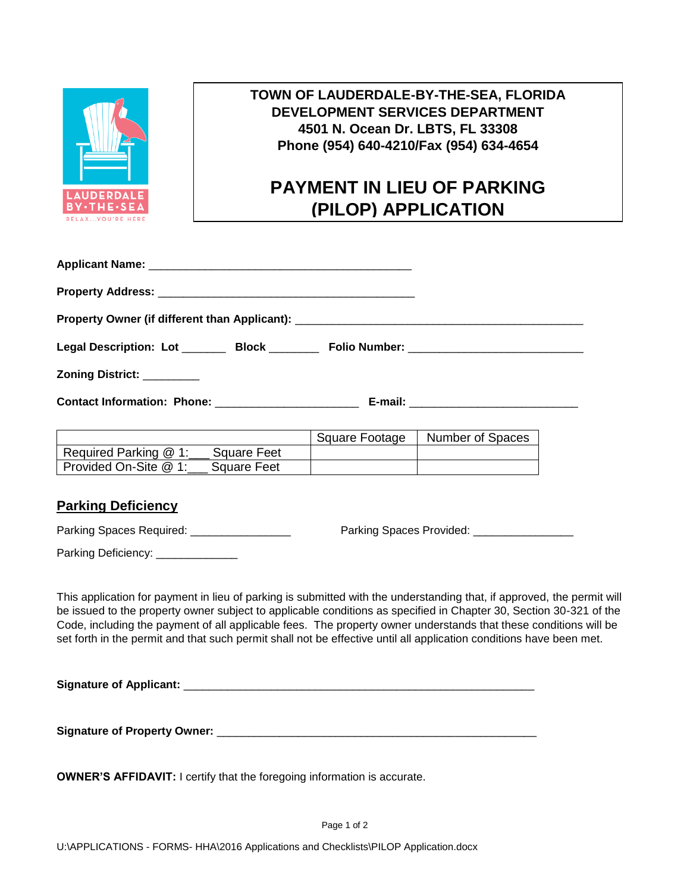**TOWN OF LAUDERDALE-BY-THE-SEA, FLORIDA**
**DEVELOPMENT SERVICES DEPARTMENT**
**4501 N. Ocean Dr. LBTS, FL 33308**
**Phone (954) 640-4210/Fax (954) 634-4654**

# PAYMENT IN LIEU OF PARKING (PILOP) APPLICATION

**Applicant Name:** ___________________________________________

**Property Address:** __________________________________________

**Property Owner (if different than Applicant):** _______________________________________________

**Legal Description: Lot** _______ **Block** ________ **Folio Number:** ____________________________

**Zoning District:** _________

**Contact Information: Phone:** ______________________ **E-mail:** __________________________

| | Square Footage | Number of Spaces |
|---|---|---|
| Required Parking @ 1:___ Square Feet | | |
| Provided On-Site @ 1:___ Square Feet | | |

## Parking Deficiency

Parking Spaces Required: ________________ Parking Spaces Provided: ________________

Parking Deficiency: _____________

This application for payment in lieu of parking is submitted with the understanding that, if approved, the permit will be issued to the property owner subject to applicable conditions as specified in Chapter 30, Section 30-321 of the Code, including the payment of all applicable fees. The property owner understands that these conditions will be set forth in the permit and that such permit shall not be effective until all application conditions have been met.

**Signature of Applicant:** _________________________________________________________

**Signature of Property Owner:** ____________________________________________________

**OWNER'S AFFIDAVIT:** I certify that the foregoing information is accurate.

U:\APPLICATIONS - FORMS- HHA\2016 Applications and Checklists\PILOP Application.docx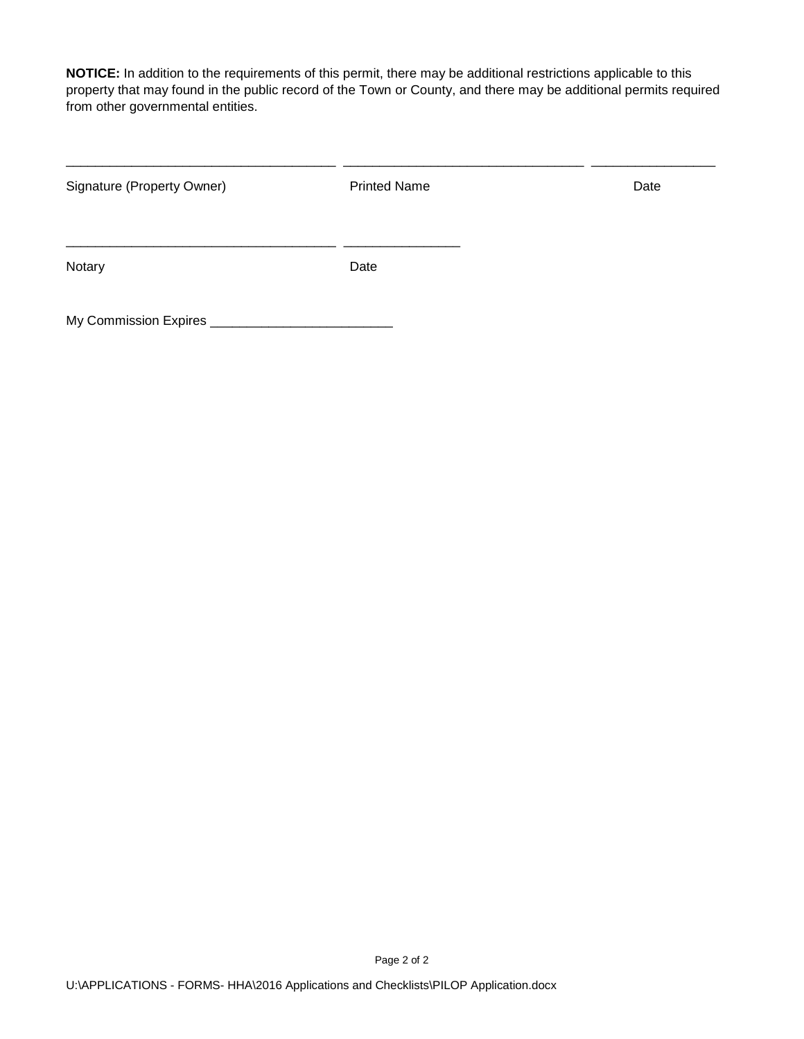**NOTICE:** In addition to the requirements of this permit, there may be additional restrictions applicable to this property that may found in the public record of the Town or County, and there may be additional permits required from other governmental entities.

_____________________________________ _________________________________ _________________

Signature (Property Owner) Printed Name Date

_____________________________________ ________________

Notary Date

My Commission Expires _________________________

U:\APPLICATIONS - FORMS- HHA\2016 Applications and Checklists\PILOP Application.docx